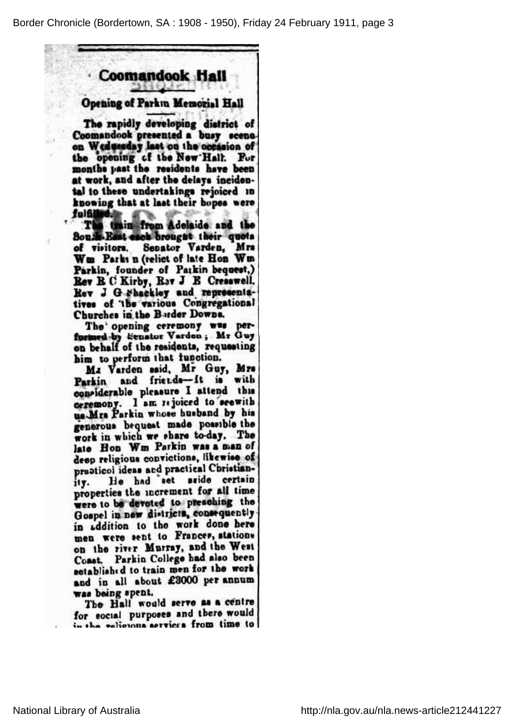# Coomandook Hall

## Opening of Parkin Memorial Hall

The rapidly developing district of Coomandook presented a busy scene on Wednesday last on the occasion of the opening of the New Hall. For months past the residents have been at work, and after the delays incidental to these undertakings rejoiced in knowing that at last their hopes were fulfilled.

The train from Adelaide and the South-East each brought their quota of visitors. Senator Varden, Mrs Wm Parkin (relict of late Hon Wm Parkin, founder of Parkin bequest,) Rev B C Kirby, Rev J B Cresswell, Rev J G Shackley and representatives of the various Congregational Churches in the Border Downs.

The opening ceremony was performed by Senator Varden; Mr Guy on behalf of the residents, requesting him to perform that function.

Mr Varden said, Mr Guy, Mrs Parkin and friends—It is with considerable pleasure I attend this ceremony. I am rejoiced to see with us Mrs Parkin whose husband by his generous bequest made possible the work in which we share to-day. The late Hon Wm Parkin was a man of deep religious convictions, likewise of practicol ideas and practical Christianity. He had set aside certain properties the increment for all time were to be devoted to preaching the Gospel in new districts, consequently in addition to the work done here men were sent to Frances, stations on the river Murray, and the West Coast. Parkin College had also been established to train men for the work and in all about £3000 per annum was being spent.

The Hall would serve as a centre for social purposes and there would in the religious services from time to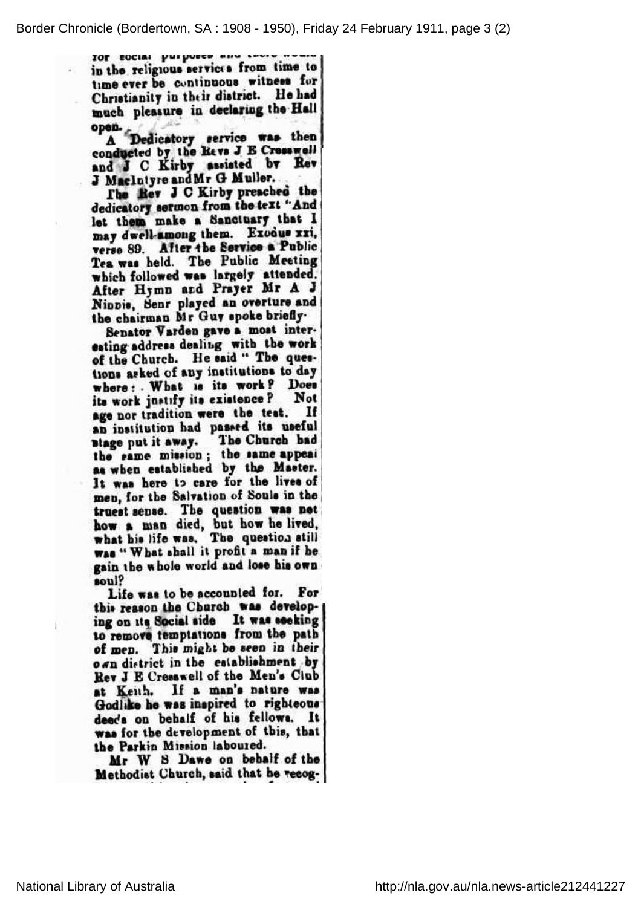for social purposes and there would in the religious services from time to time ever be continuous witness for Christianity in their district. He had much pleasure in declaring the Hall open.

A Dedicatory service was then conducted by the Revs J E Cresswell and J C Kirby assisted by Rev J MacIntyre and Mr G Muller.

The Rev J C Kirby preached the dedicatory sermon from the text "And let them make a Sanctuary that I may dwell among them. Exodus xxi, verse 89. After the Service a Public Tea was held. The Public Meeting which followed was largely attended. After Hymn and Prayer Mr A J Ninnis, Senr played an overture and the chairman Mr Guy spoke briefly.

Senator Varden gave a most interesting address dealing with the work of the Church. He said " The questions asked of any institutions to day where: What is its work? Does its work justify its existence? Not age nor tradition were the test. If an institution had passed its useful stage put it away. The Church had the same mission; the same appeal as when established by the Master. It was here to care for the lives of men, for the Salvation of Souls in the truest sense. The question was not how a man died, but how he lived, what his life was. The question still was " What shall it profit a man if he gain the whole world and lose his own soul?

Life was to be accounted for. For this reason the Church was developing on its Social side It was seeking to remove temptations from the path of men. This might be seen in their own district in the establishment by Rev J E Cresswell of the Men's Club at Keith. If a man's nature was Godlike he was inspired to righteous deeds on behalf of his fellows. It was for the development of this, that the Parkin Mission laboured.

Mr W S Dawe on behalf of the Methodist Church, said that he recog-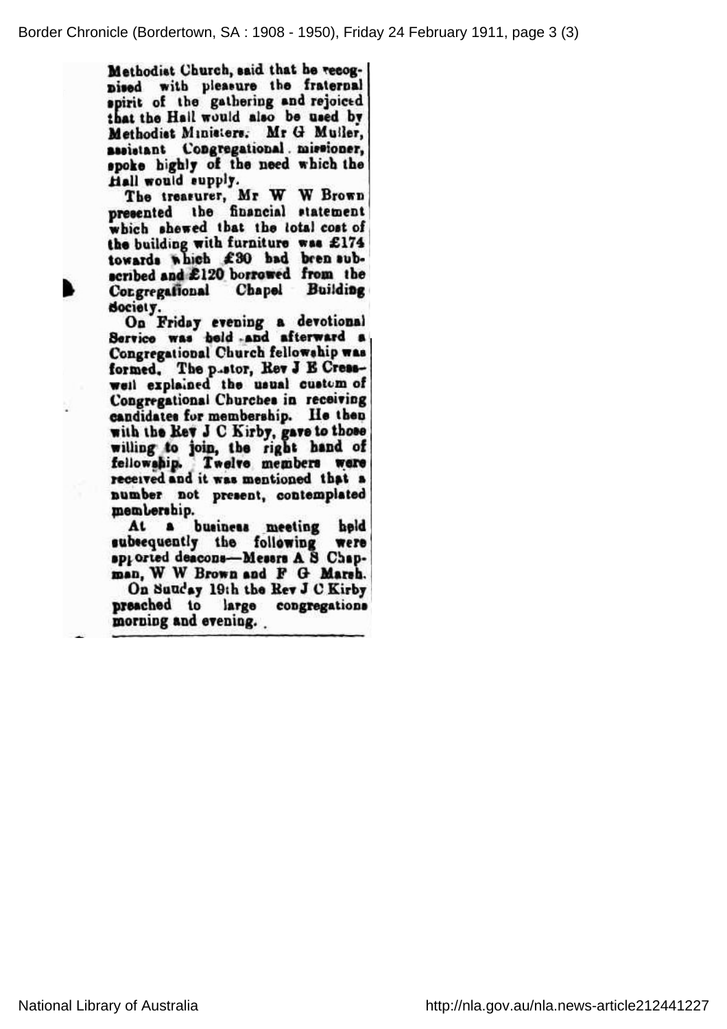Methodist Church, said that he recognised with pleasure the fraternal spirit of the gathering and rejoiced that the Hall would also be used by Methodist Ministers. Mr G Muller, assistant Congregational missioner, spoke highly of the need which the Hall would supply.

The treasurer, Mr W W Brown presented the financial statement which shewed that the total cost of the building with furniture was £174 towards which £30 had been subscribed and £120 borrowed from the Congregational Chapel Building Society.

On Friday evening a devotional Service was held and afterward a Congregational Church fellowship was formed. The pastor, Rev J E Cresswell explained the usual custom of Congregational Churches in receiving candidates for membership. He then with the Rev J C Kirby, gave to those willing to join, the right hand of fellowship. Twelve members were received and it was mentioned that a number not present, contemplated membership.

At a business meeting held subsequently the following were appointed deacons—Messrs A S Chapman, W W Brown and F G Marsh.

On Sunday 19th the Rev J C Kirby preached to large congregations morning and evening.